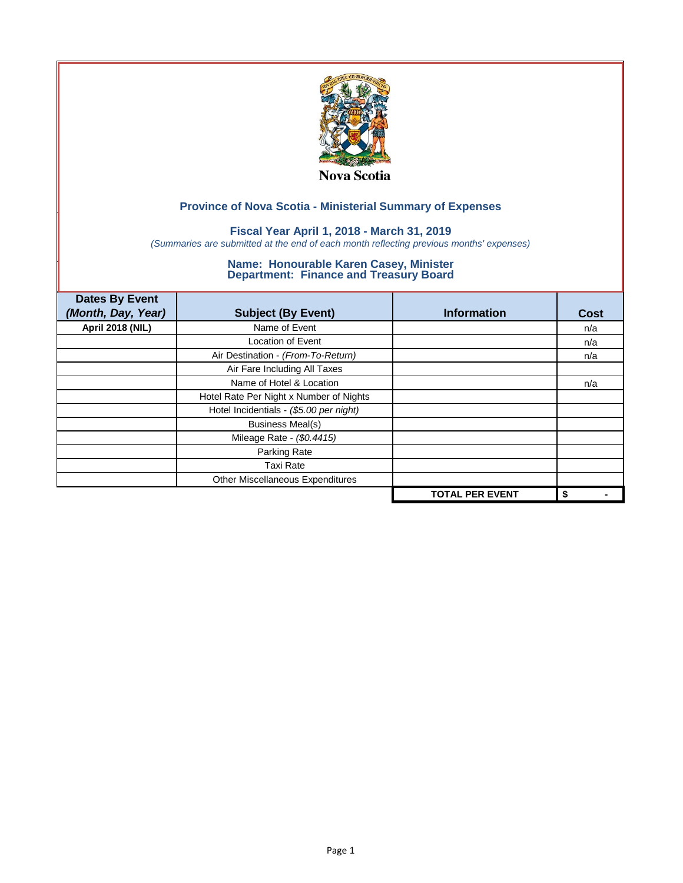Nova Scotia

## Province of Nova Scotia - Ministerial Summary of Expenses

### Fiscal Year April 1, 2018 - March 31, 2019

*(Summaries are submitted at the end of each month reflecting previous months' expenses)*

### Name: Honourable Karen Casey, Minister
### Department: Finance and Treasury Board

| Dates By Event *(Month, Day, Year)* | Subject (By Event) | Information | Cost |
|---|---|---|---|
| **April 2018 (NIL)** | Name of Event | | n/a |
| | Location of Event | | n/a |
| | Air Destination - *(From-To-Return)* | | n/a |
| | Air Fare Including All Taxes | | |
| | Name of Hotel & Location | | n/a |
| | Hotel Rate Per Night x Number of Nights | | |
| | Hotel Incidentials - *($5.00 per night)* | | |
| | Business Meal(s) | | |
| | Mileage Rate - *($0.4415)* | | |
| | Parking Rate | | |
| | Taxi Rate | | |
| | Other Miscellaneous Expenditures | | |
| | | **TOTAL PER EVENT** | **$ -** |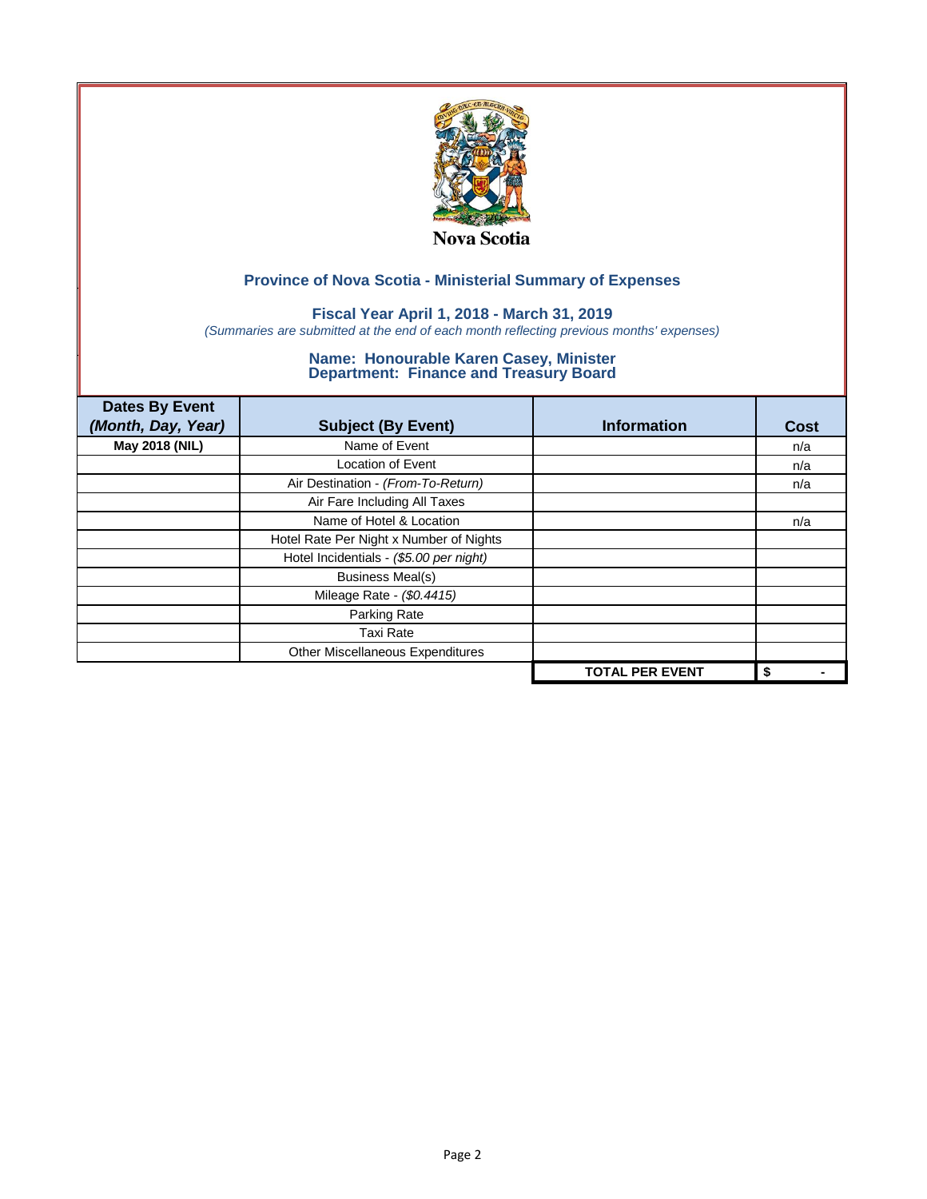Nova Scotia

## Province of Nova Scotia - Ministerial Summary of Expenses

### Fiscal Year April 1, 2018 - March 31, 2019

*(Summaries are submitted at the end of each month reflecting previous months' expenses)*

### Name: Honourable Karen Casey, Minister
### Department: Finance and Treasury Board

| Dates By Event *(Month, Day, Year)* | Subject (By Event) | Information | Cost |
|---|---|---|---|
| **May 2018 (NIL)** | Name of Event | | n/a |
| | Location of Event | | n/a |
| | Air Destination - *(From-To-Return)* | | n/a |
| | Air Fare Including All Taxes | | |
| | Name of Hotel & Location | | n/a |
| | Hotel Rate Per Night x Number of Nights | | |
| | Hotel Incidentials - *($5.00 per night)* | | |
| | Business Meal(s) | | |
| | Mileage Rate - *($0.4415)* | | |
| | Parking Rate | | |
| | Taxi Rate | | |
| | Other Miscellaneous Expenditures | | |
| | | **TOTAL PER EVENT** | **$ -** |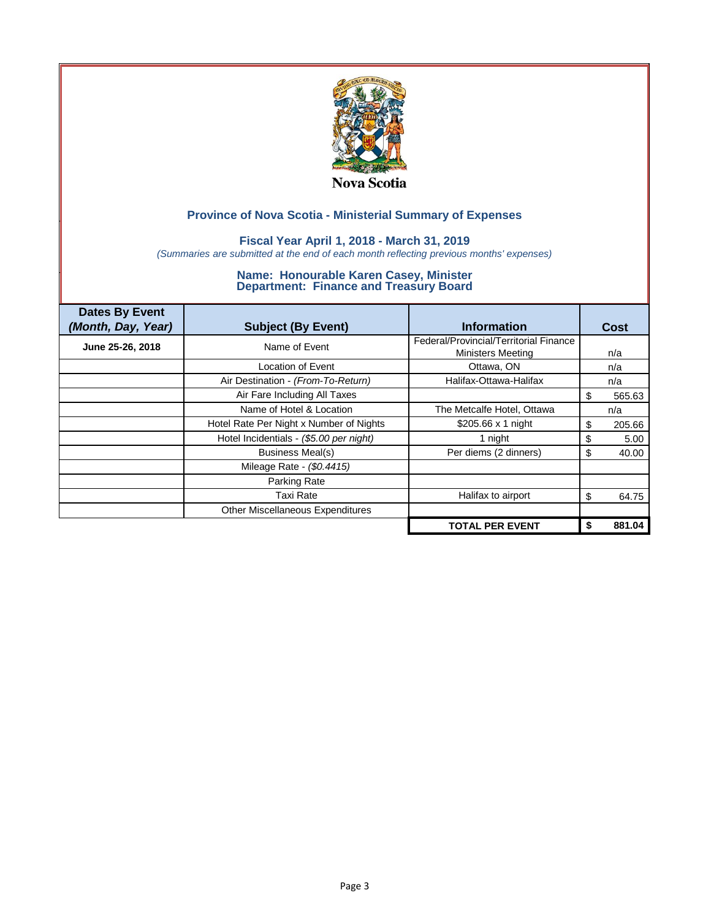Nova Scotia

## Province of Nova Scotia - Ministerial Summary of Expenses

### Fiscal Year April 1, 2018 - March 31, 2019

*(Summaries are submitted at the end of each month reflecting previous months' expenses)*

### Name: Honourable Karen Casey, Minister
### Department: Finance and Treasury Board

| Dates By Event *(Month, Day, Year)* | Subject (By Event) | Information | Cost |
|---|---|---|---|
| **June 25-26, 2018** | Name of Event | Federal/Provincial/Territorial Finance Ministers Meeting | n/a |
| | Location of Event | Ottawa, ON | n/a |
| | Air Destination - *(From-To-Return)* | Halifax-Ottawa-Halifax | n/a |
| | Air Fare Including All Taxes | | $ 565.63 |
| | Name of Hotel & Location | The Metcalfe Hotel, Ottawa | n/a |
| | Hotel Rate Per Night x Number of Nights | $205.66 x 1 night | $ 205.66 |
| | Hotel Incidentials - *($5.00 per night)* | 1 night | $ 5.00 |
| | Business Meal(s) | Per diems (2 dinners) | $ 40.00 |
| | Mileage Rate - *($0.4415)* | | |
| | Parking Rate | | |
| | Taxi Rate | Halifax to airport | $ 64.75 |
| | Other Miscellaneous Expenditures | | |
| | | **TOTAL PER EVENT** | **$ 881.04** |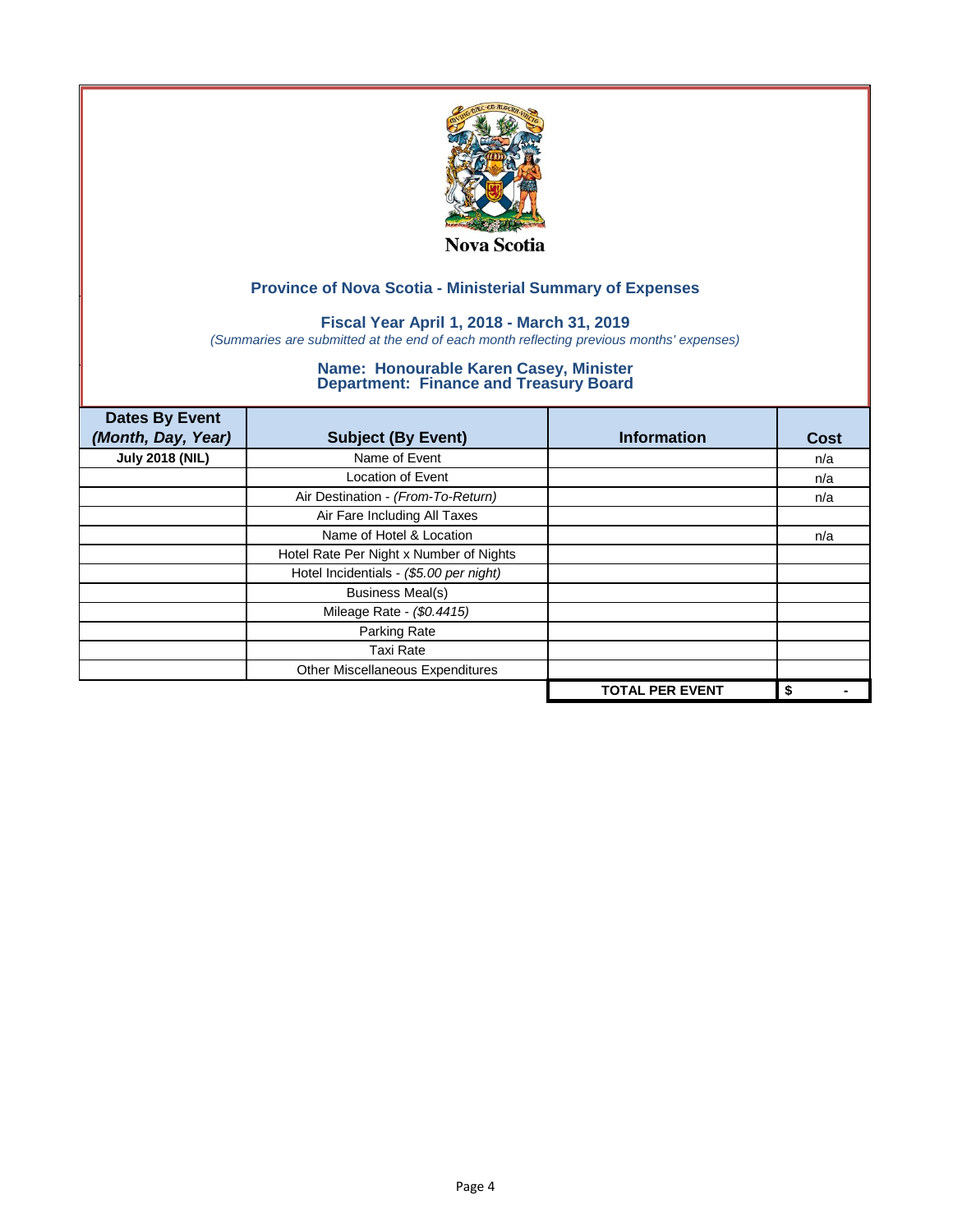Nova Scotia

## Province of Nova Scotia - Ministerial Summary of Expenses

### Fiscal Year April 1, 2018 - March 31, 2019

*(Summaries are submitted at the end of each month reflecting previous months' expenses)*

### Name: Honourable Karen Casey, Minister
### Department: Finance and Treasury Board

| Dates By Event *(Month, Day, Year)* | Subject (By Event) | Information | Cost |
|---|---|---|---|
| **July 2018 (NIL)** | Name of Event | | n/a |
| | Location of Event | | n/a |
| | Air Destination - *(From-To-Return)* | | n/a |
| | Air Fare Including All Taxes | | |
| | Name of Hotel & Location | | n/a |
| | Hotel Rate Per Night x Number of Nights | | |
| | Hotel Incidentials - *($5.00 per night)* | | |
| | Business Meal(s) | | |
| | Mileage Rate - *($0.4415)* | | |
| | Parking Rate | | |
| | Taxi Rate | | |
| | Other Miscellaneous Expenditures | | |
| | | **TOTAL PER EVENT** | **$ -** |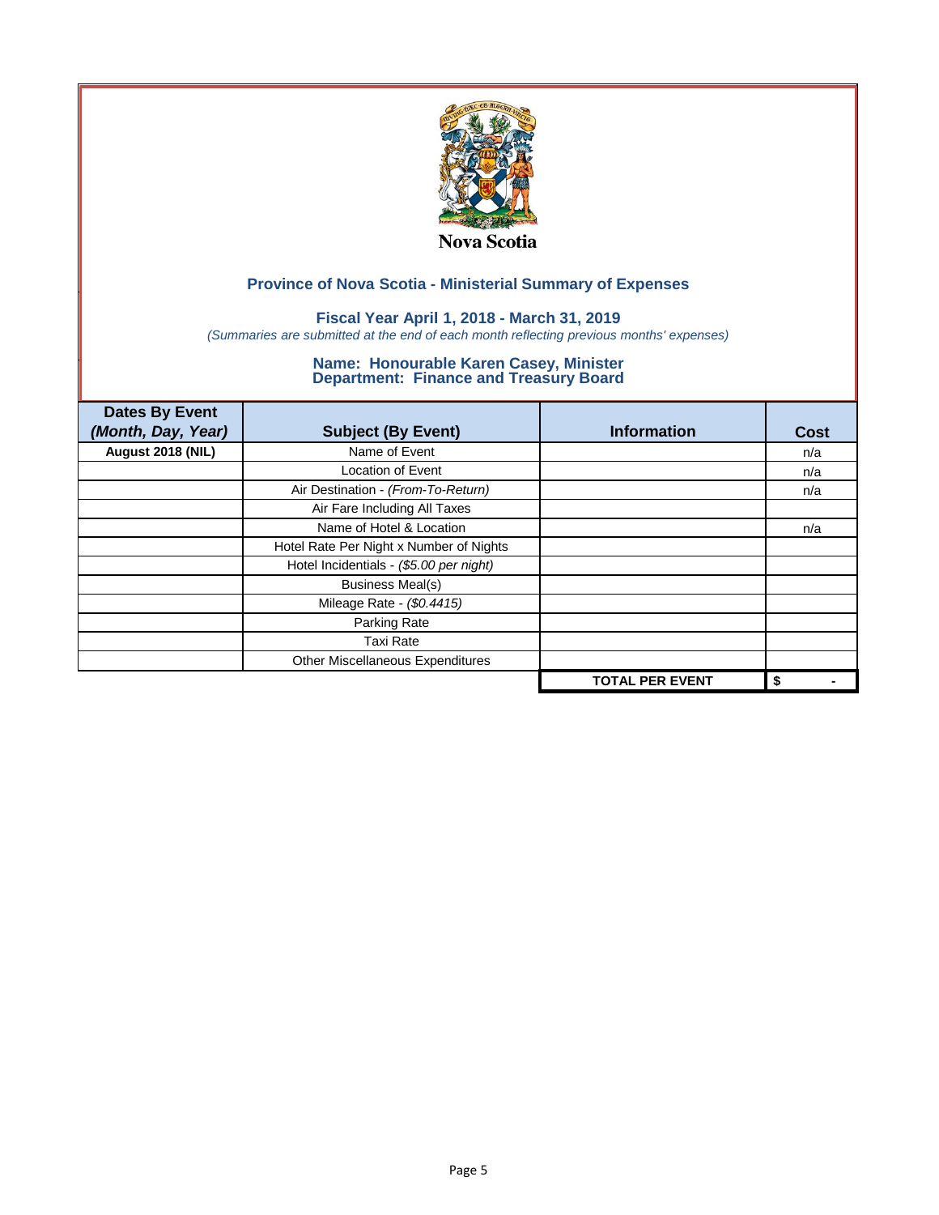Nova Scotia

## Province of Nova Scotia - Ministerial Summary of Expenses

### Fiscal Year April 1, 2018 - March 31, 2019

*(Summaries are submitted at the end of each month reflecting previous months' expenses)*

### Name: Honourable Karen Casey, Minister
### Department: Finance and Treasury Board

| Dates By Event *(Month, Day, Year)* | Subject (By Event) | Information | Cost |
|---|---|---|---|
| **August 2018 (NIL)** | Name of Event | | n/a |
| | Location of Event | | n/a |
| | Air Destination - *(From-To-Return)* | | n/a |
| | Air Fare Including All Taxes | | |
| | Name of Hotel & Location | | n/a |
| | Hotel Rate Per Night x Number of Nights | | |
| | Hotel Incidentials - *($5.00 per night)* | | |
| | Business Meal(s) | | |
| | Mileage Rate - *($0.4415)* | | |
| | Parking Rate | | |
| | Taxi Rate | | |
| | Other Miscellaneous Expenditures | | |
| | | **TOTAL PER EVENT** | **$ -** |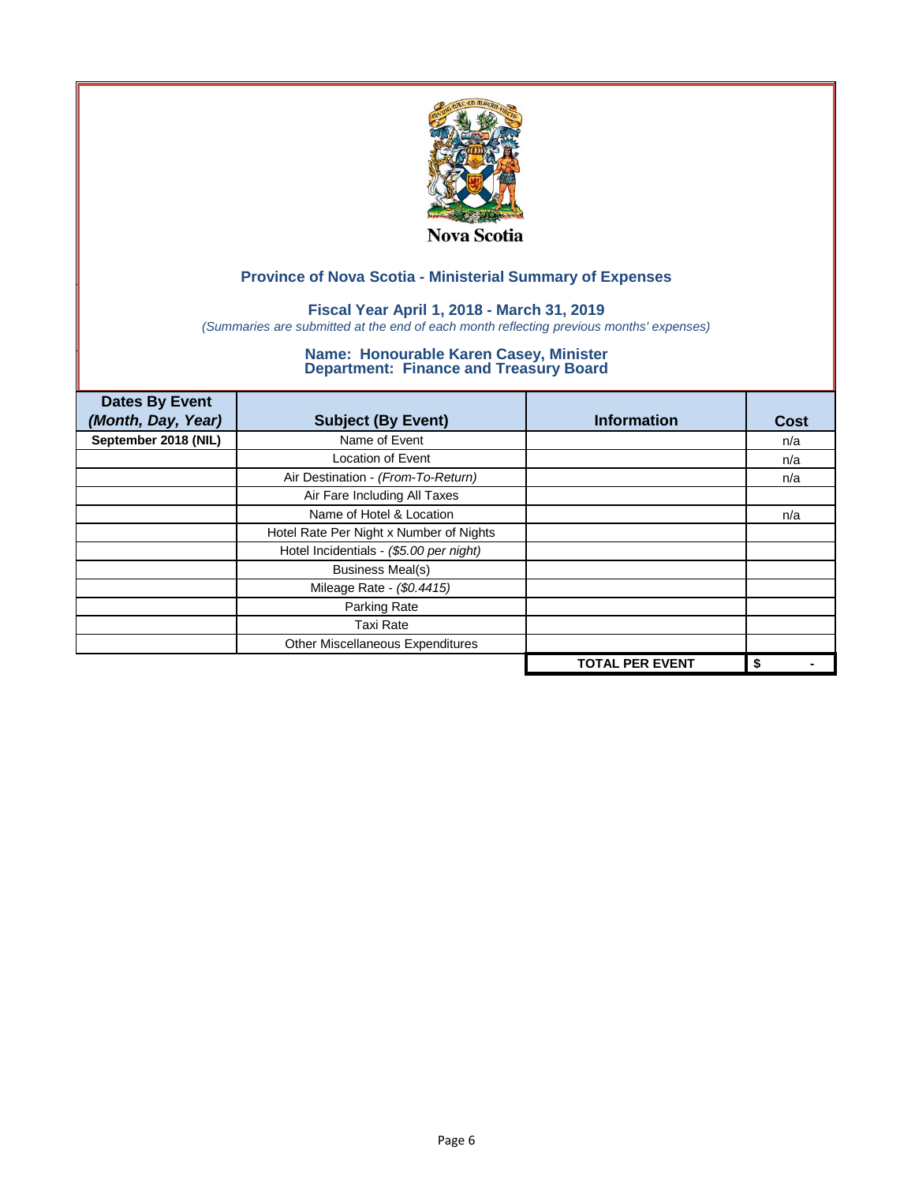Nova Scotia

## Province of Nova Scotia - Ministerial Summary of Expenses

### Fiscal Year April 1, 2018 - March 31, 2019

*(Summaries are submitted at the end of each month reflecting previous months' expenses)*

### Name: Honourable Karen Casey, Minister
### Department: Finance and Treasury Board

| **Dates By Event** *(Month, Day, Year)* | **Subject (By Event)** | **Information** | **Cost** |
|---|---|---|---|
| **September 2018 (NIL)** | Name of Event | | n/a |
| | Location of Event | | n/a |
| | Air Destination - *(From-To-Return)* | | n/a |
| | Air Fare Including All Taxes | | |
| | Name of Hotel & Location | | n/a |
| | Hotel Rate Per Night x Number of Nights | | |
| | Hotel Incidentials - *($5.00 per night)* | | |
| | Business Meal(s) | | |
| | Mileage Rate - *($0.4415)* | | |
| | Parking Rate | | |
| | Taxi Rate | | |
| | Other Miscellaneous Expenditures | | |
| | | **TOTAL PER EVENT** | **$ -** |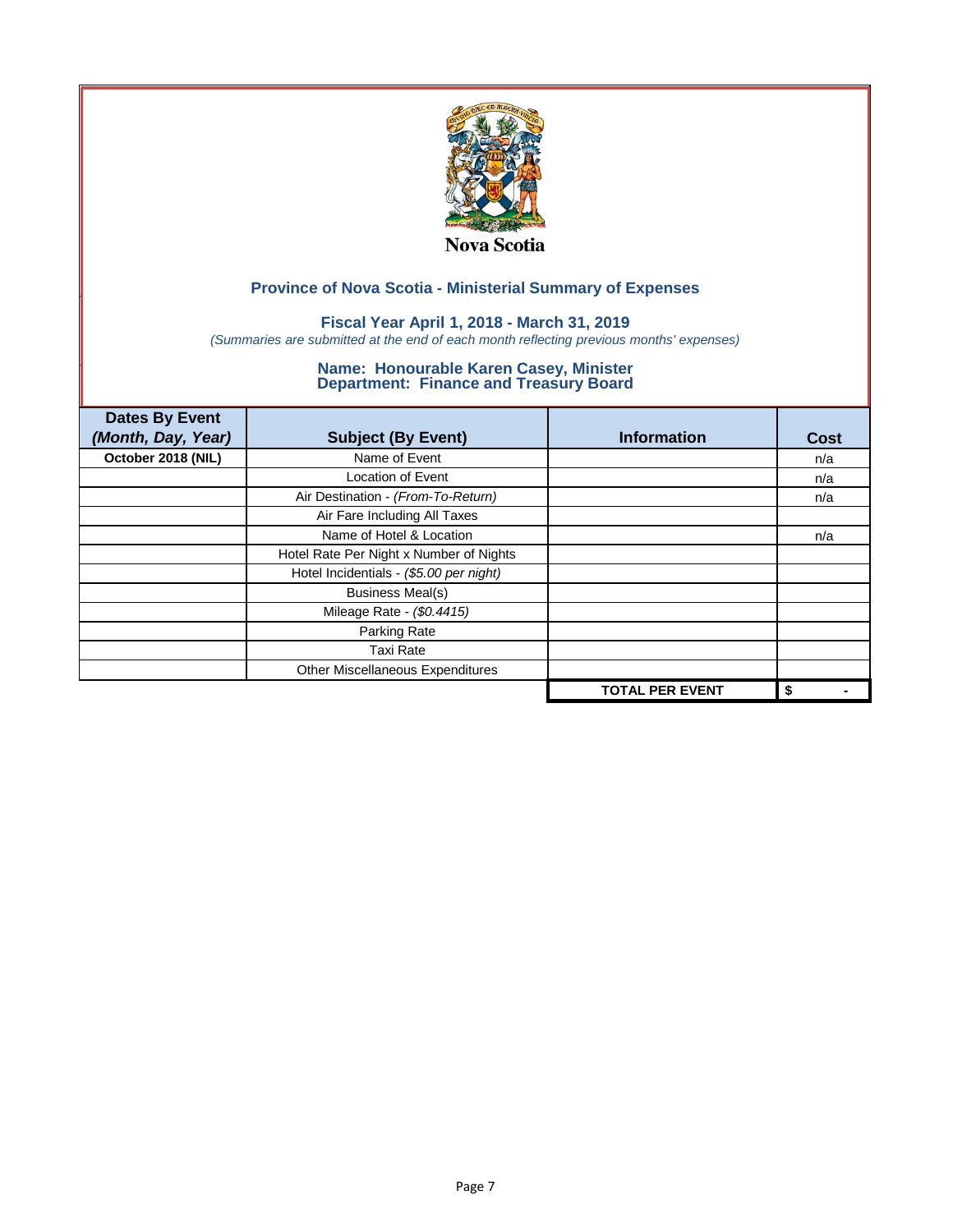Nova Scotia

## Province of Nova Scotia - Ministerial Summary of Expenses

### Fiscal Year April 1, 2018 - March 31, 2019

*(Summaries are submitted at the end of each month reflecting previous months' expenses)*

### Name: Honourable Karen Casey, Minister
### Department: Finance and Treasury Board

| Dates By Event *(Month, Day, Year)* | Subject (By Event) | Information | Cost |
|---|---|---|---|
| October 2018 (NIL) | Name of Event | | n/a |
| | Location of Event | | n/a |
| | Air Destination - *(From-To-Return)* | | n/a |
| | Air Fare Including All Taxes | | |
| | Name of Hotel & Location | | n/a |
| | Hotel Rate Per Night x Number of Nights | | |
| | Hotel Incidentials - *($5.00 per night)* | | |
| | Business Meal(s) | | |
| | Mileage Rate - *($0.4415)* | | |
| | Parking Rate | | |
| | Taxi Rate | | |
| | Other Miscellaneous Expenditures | | |
| | | **TOTAL PER EVENT** | **$ -** |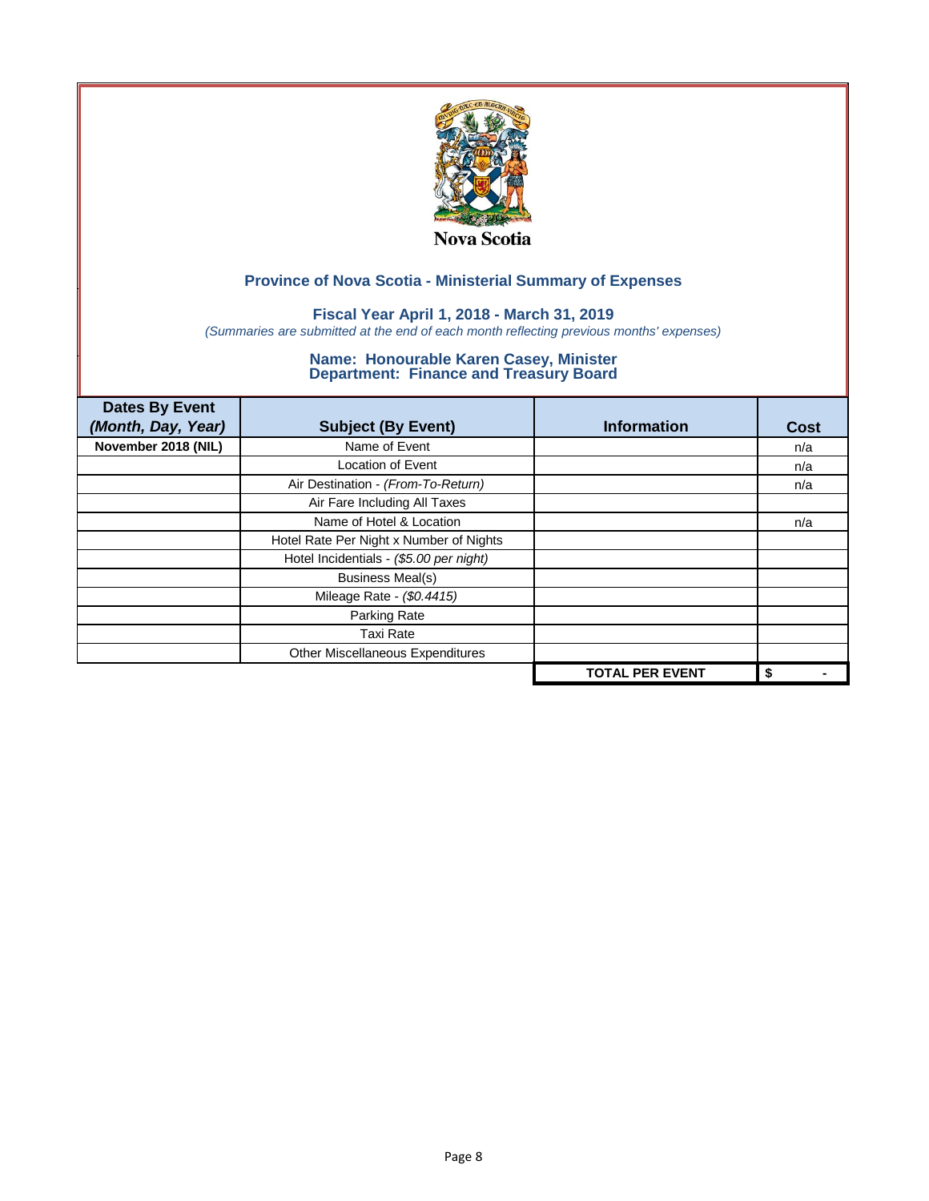Nova Scotia

## Province of Nova Scotia - Ministerial Summary of Expenses

### Fiscal Year April 1, 2018 - March 31, 2019

*(Summaries are submitted at the end of each month reflecting previous months' expenses)*

### Name: Honourable Karen Casey, Minister
### Department: Finance and Treasury Board

| Dates By Event *(Month, Day, Year)* | Subject (By Event) | Information | Cost |
|---|---|---|---|
| **November 2018 (NIL)** | Name of Event | | n/a |
| | Location of Event | | n/a |
| | Air Destination - *(From-To-Return)* | | n/a |
| | Air Fare Including All Taxes | | |
| | Name of Hotel & Location | | n/a |
| | Hotel Rate Per Night x Number of Nights | | |
| | Hotel Incidentials - *($5.00 per night)* | | |
| | Business Meal(s) | | |
| | Mileage Rate - *($0.4415)* | | |
| | Parking Rate | | |
| | Taxi Rate | | |
| | Other Miscellaneous Expenditures | | |
| | | **TOTAL PER EVENT** | **$ -** |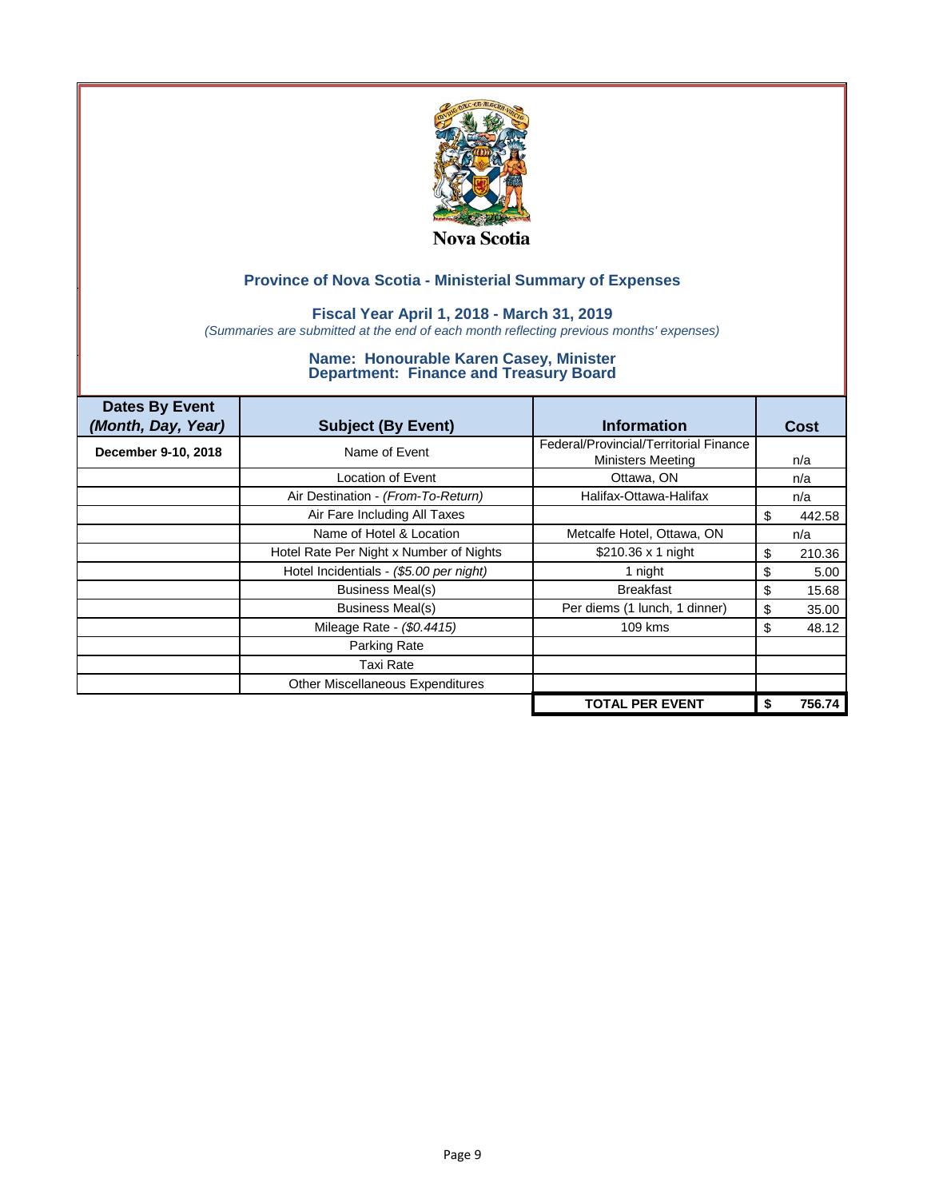Nova Scotia

## Province of Nova Scotia - Ministerial Summary of Expenses

### Fiscal Year April 1, 2018 - March 31, 2019

*(Summaries are submitted at the end of each month reflecting previous months' expenses)*

### Name: Honourable Karen Casey, Minister
### Department: Finance and Treasury Board

| Dates By Event *(Month, Day, Year)* | Subject (By Event) | Information | Cost |
|---|---|---|---|
| **December 9-10, 2018** | Name of Event | Federal/Provincial/Territorial Finance Ministers Meeting | n/a |
| | Location of Event | Ottawa, ON | n/a |
| | Air Destination - *(From-To-Return)* | Halifax-Ottawa-Halifax | n/a |
| | Air Fare Including All Taxes | | $ 442.58 |
| | Name of Hotel & Location | Metcalfe Hotel, Ottawa, ON | n/a |
| | Hotel Rate Per Night x Number of Nights | $210.36 x 1 night | $ 210.36 |
| | Hotel Incidentials - *($5.00 per night)* | 1 night | $ 5.00 |
| | Business Meal(s) | Breakfast | $ 15.68 |
| | Business Meal(s) | Per diems (1 lunch, 1 dinner) | $ 35.00 |
| | Mileage Rate - *($0.4415)* | 109 kms | $ 48.12 |
| | Parking Rate | | |
| | Taxi Rate | | |
| | Other Miscellaneous Expenditures | | |
| | | **TOTAL PER EVENT** | **$ 756.74** |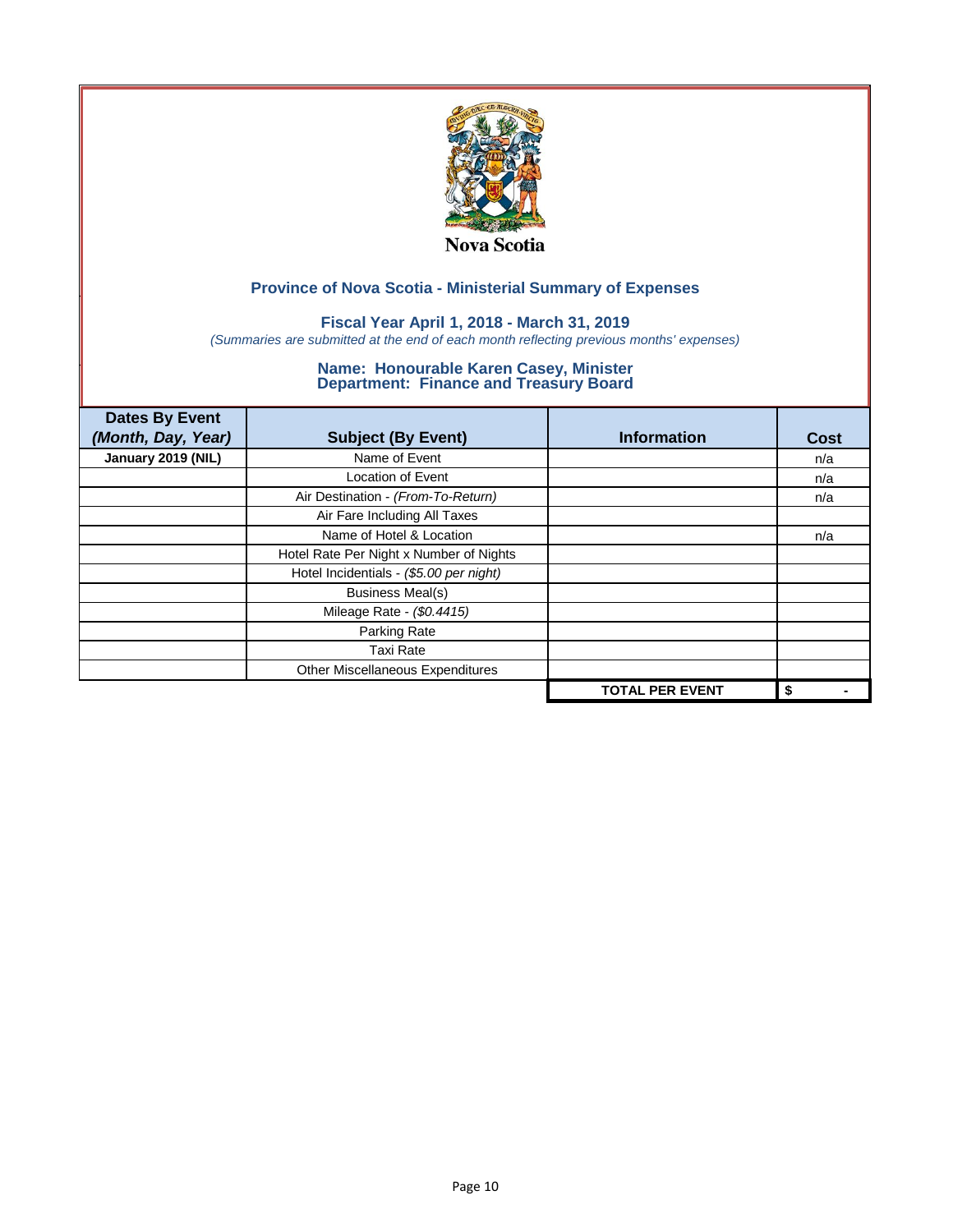Nova Scotia

## Province of Nova Scotia - Ministerial Summary of Expenses

### Fiscal Year April 1, 2018 - March 31, 2019

*(Summaries are submitted at the end of each month reflecting previous months' expenses)*

### Name: Honourable Karen Casey, Minister
### Department: Finance and Treasury Board

| Dates By Event *(Month, Day, Year)* | Subject (By Event) | Information | Cost |
|---|---|---|---|
| **January 2019 (NIL)** | Name of Event | | n/a |
| | Location of Event | | n/a |
| | Air Destination - *(From-To-Return)* | | n/a |
| | Air Fare Including All Taxes | | |
| | Name of Hotel & Location | | n/a |
| | Hotel Rate Per Night x Number of Nights | | |
| | Hotel Incidentials - *($5.00 per night)* | | |
| | Business Meal(s) | | |
| | Mileage Rate - *($0.4415)* | | |
| | Parking Rate | | |
| | Taxi Rate | | |
| | Other Miscellaneous Expenditures | | |
| | | **TOTAL PER EVENT** | **$ -** |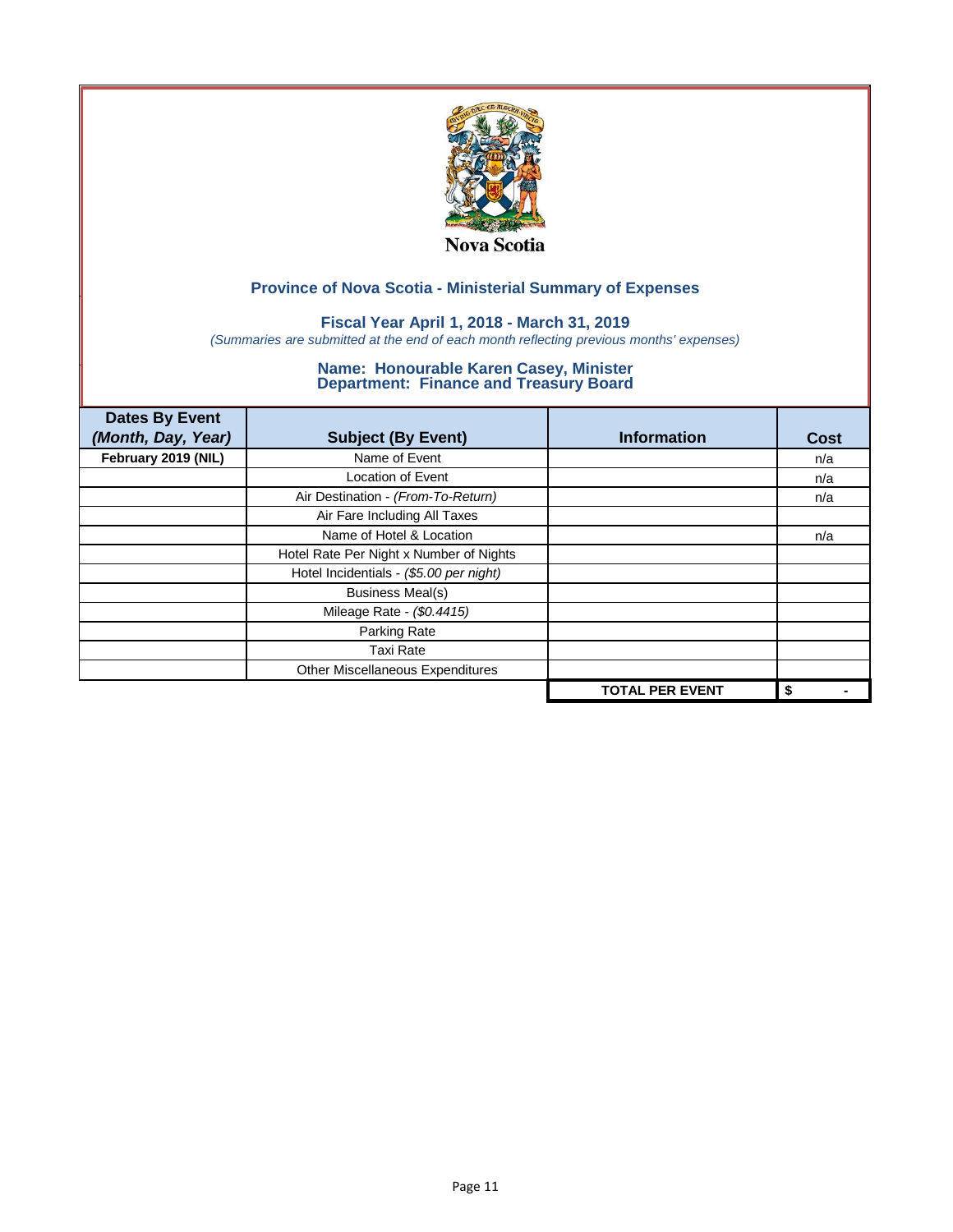Nova Scotia

## Province of Nova Scotia - Ministerial Summary of Expenses

### Fiscal Year April 1, 2018 - March 31, 2019

*(Summaries are submitted at the end of each month reflecting previous months' expenses)*

### Name: Honourable Karen Casey, Minister
### Department: Finance and Treasury Board

| Dates By Event *(Month, Day, Year)* | Subject (By Event) | Information | Cost |
|---|---|---|---|
| **February 2019 (NIL)** | Name of Event | | n/a |
| | Location of Event | | n/a |
| | Air Destination - *(From-To-Return)* | | n/a |
| | Air Fare Including All Taxes | | |
| | Name of Hotel & Location | | n/a |
| | Hotel Rate Per Night x Number of Nights | | |
| | Hotel Incidentials - *($5.00 per night)* | | |
| | Business Meal(s) | | |
| | Mileage Rate - *($0.4415)* | | |
| | Parking Rate | | |
| | Taxi Rate | | |
| | Other Miscellaneous Expenditures | | |
| | | **TOTAL PER EVENT** | **$ -** |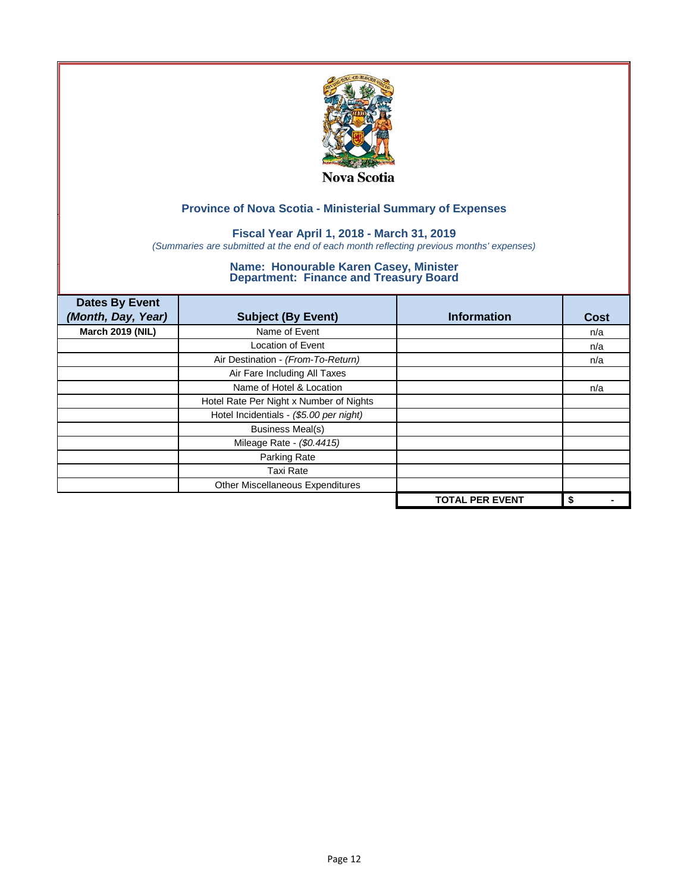Nova Scotia

## Province of Nova Scotia - Ministerial Summary of Expenses

### Fiscal Year April 1, 2018 - March 31, 2019

*(Summaries are submitted at the end of each month reflecting previous months' expenses)*

### Name: Honourable Karen Casey, Minister
### Department: Finance and Treasury Board

| Dates By Event *(Month, Day, Year)* | Subject (By Event) | Information | Cost |
|---|---|---|---|
| **March 2019 (NIL)** | Name of Event | | n/a |
| | Location of Event | | n/a |
| | Air Destination - *(From-To-Return)* | | n/a |
| | Air Fare Including All Taxes | | |
| | Name of Hotel & Location | | n/a |
| | Hotel Rate Per Night x Number of Nights | | |
| | Hotel Incidentials - *($5.00 per night)* | | |
| | Business Meal(s) | | |
| | Mileage Rate - *($0.4415)* | | |
| | Parking Rate | | |
| | Taxi Rate | | |
| | Other Miscellaneous Expenditures | | |
| | | **TOTAL PER EVENT** | **$ -** |